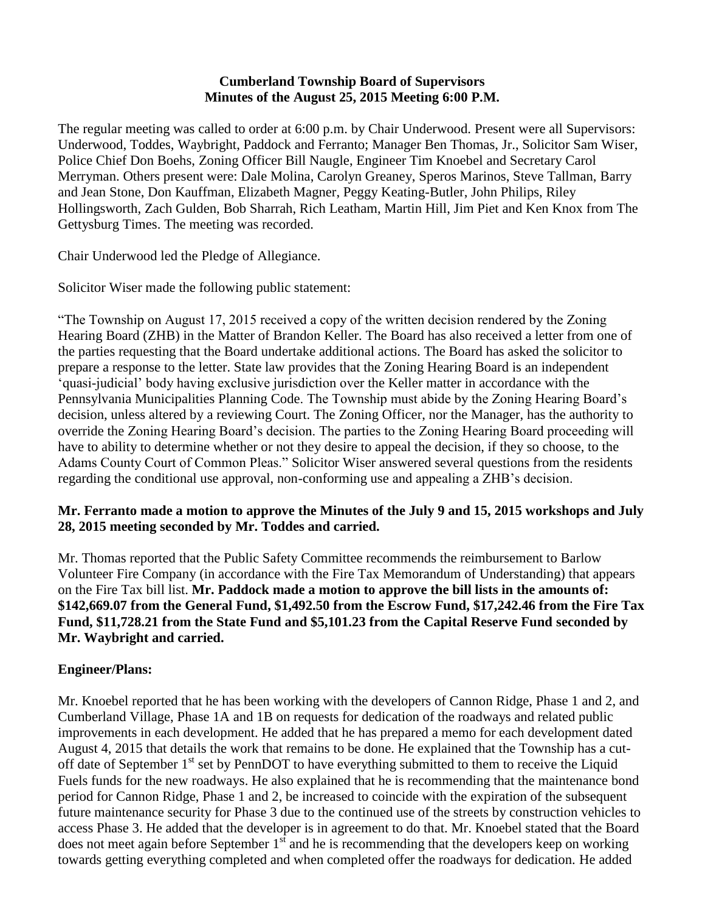**Cumberland Township Board of Supervisors**
**Minutes of the August 25, 2015 Meeting 6:00 P.M.**

The regular meeting was called to order at 6:00 p.m. by Chair Underwood. Present were all Supervisors: Underwood, Toddes, Waybright, Paddock and Ferranto; Manager Ben Thomas, Jr., Solicitor Sam Wiser, Police Chief Don Boehs, Zoning Officer Bill Naugle, Engineer Tim Knoebel and Secretary Carol Merryman. Others present were: Dale Molina, Carolyn Greaney, Speros Marinos, Steve Tallman, Barry and Jean Stone, Don Kauffman, Elizabeth Magner, Peggy Keating-Butler, John Philips, Riley Hollingsworth, Zach Gulden, Bob Sharrah, Rich Leatham, Martin Hill, Jim Piet and Ken Knox from The Gettysburg Times. The meeting was recorded.

Chair Underwood led the Pledge of Allegiance.

Solicitor Wiser made the following public statement:

"The Township on August 17, 2015 received a copy of the written decision rendered by the Zoning Hearing Board (ZHB) in the Matter of Brandon Keller. The Board has also received a letter from one of the parties requesting that the Board undertake additional actions. The Board has asked the solicitor to prepare a response to the letter. State law provides that the Zoning Hearing Board is an independent 'quasi-judicial' body having exclusive jurisdiction over the Keller matter in accordance with the Pennsylvania Municipalities Planning Code. The Township must abide by the Zoning Hearing Board's decision, unless altered by a reviewing Court. The Zoning Officer, nor the Manager, has the authority to override the Zoning Hearing Board's decision. The parties to the Zoning Hearing Board proceeding will have to ability to determine whether or not they desire to appeal the decision, if they so choose, to the Adams County Court of Common Pleas." Solicitor Wiser answered several questions from the residents regarding the conditional use approval, non-conforming use and appealing a ZHB's decision.

**Mr. Ferranto made a motion to approve the Minutes of the July 9 and 15, 2015 workshops and July 28, 2015 meeting seconded by Mr. Toddes and carried.**

Mr. Thomas reported that the Public Safety Committee recommends the reimbursement to Barlow Volunteer Fire Company (in accordance with the Fire Tax Memorandum of Understanding) that appears on the Fire Tax bill list. **Mr. Paddock made a motion to approve the bill lists in the amounts of: $142,669.07 from the General Fund, $1,492.50 from the Escrow Fund, $17,242.46 from the Fire Tax Fund, $11,728.21 from the State Fund and $5,101.23 from the Capital Reserve Fund seconded by Mr. Waybright and carried.**

**Engineer/Plans:**

Mr. Knoebel reported that he has been working with the developers of Cannon Ridge, Phase 1 and 2, and Cumberland Village, Phase 1A and 1B on requests for dedication of the roadways and related public improvements in each development. He added that he has prepared a memo for each development dated August 4, 2015 that details the work that remains to be done. He explained that the Township has a cut-off date of September 1st set by PennDOT to have everything submitted to them to receive the Liquid Fuels funds for the new roadways. He also explained that he is recommending that the maintenance bond period for Cannon Ridge, Phase 1 and 2, be increased to coincide with the expiration of the subsequent future maintenance security for Phase 3 due to the continued use of the streets by construction vehicles to access Phase 3. He added that the developer is in agreement to do that. Mr. Knoebel stated that the Board does not meet again before September 1st and he is recommending that the developers keep on working towards getting everything completed and when completed offer the roadways for dedication. He added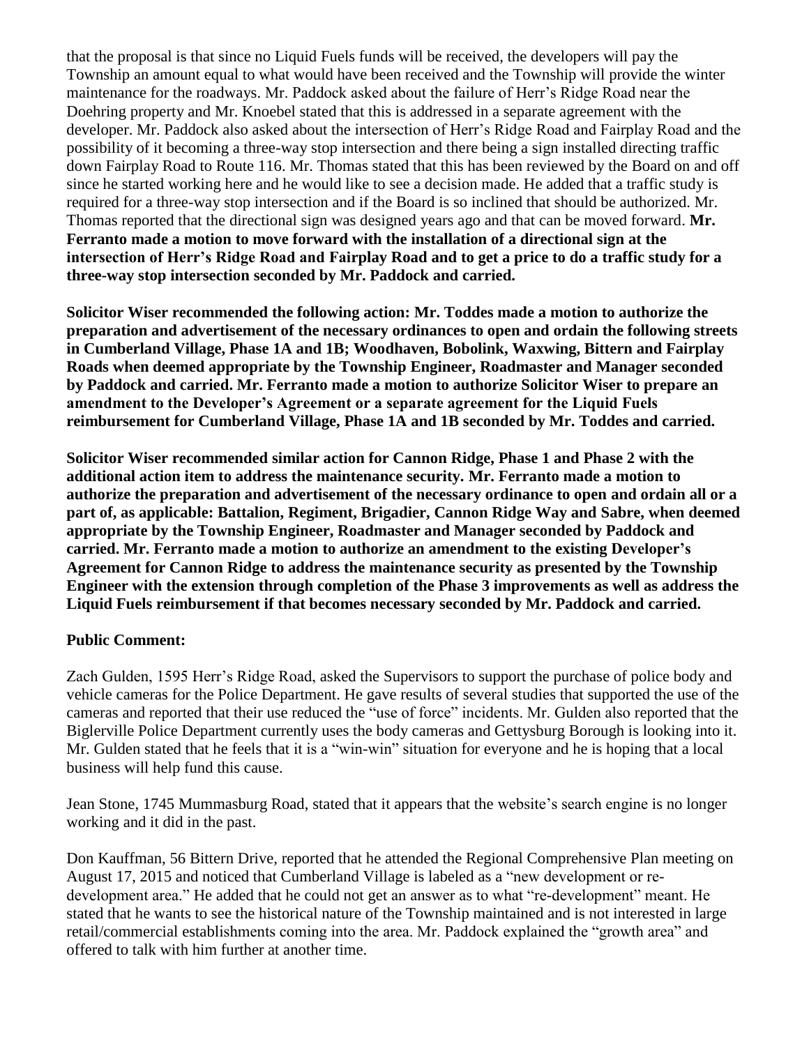that the proposal is that since no Liquid Fuels funds will be received, the developers will pay the Township an amount equal to what would have been received and the Township will provide the winter maintenance for the roadways. Mr. Paddock asked about the failure of Herr's Ridge Road near the Doehring property and Mr. Knoebel stated that this is addressed in a separate agreement with the developer. Mr. Paddock also asked about the intersection of Herr's Ridge Road and Fairplay Road and the possibility of it becoming a three-way stop intersection and there being a sign installed directing traffic down Fairplay Road to Route 116. Mr. Thomas stated that this has been reviewed by the Board on and off since he started working here and he would like to see a decision made. He added that a traffic study is required for a three-way stop intersection and if the Board is so inclined that should be authorized. Mr. Thomas reported that the directional sign was designed years ago and that can be moved forward. **Mr. Ferranto made a motion to move forward with the installation of a directional sign at the intersection of Herr's Ridge Road and Fairplay Road and to get a price to do a traffic study for a three-way stop intersection seconded by Mr. Paddock and carried.**

**Solicitor Wiser recommended the following action: Mr. Toddes made a motion to authorize the preparation and advertisement of the necessary ordinances to open and ordain the following streets in Cumberland Village, Phase 1A and 1B; Woodhaven, Bobolink, Waxwing, Bittern and Fairplay Roads when deemed appropriate by the Township Engineer, Roadmaster and Manager seconded by Paddock and carried. Mr. Ferranto made a motion to authorize Solicitor Wiser to prepare an amendment to the Developer's Agreement or a separate agreement for the Liquid Fuels reimbursement for Cumberland Village, Phase 1A and 1B seconded by Mr. Toddes and carried.**

**Solicitor Wiser recommended similar action for Cannon Ridge, Phase 1 and Phase 2 with the additional action item to address the maintenance security. Mr. Ferranto made a motion to authorize the preparation and advertisement of the necessary ordinance to open and ordain all or a part of, as applicable: Battalion, Regiment, Brigadier, Cannon Ridge Way and Sabre, when deemed appropriate by the Township Engineer, Roadmaster and Manager seconded by Paddock and carried. Mr. Ferranto made a motion to authorize an amendment to the existing Developer's Agreement for Cannon Ridge to address the maintenance security as presented by the Township Engineer with the extension through completion of the Phase 3 improvements as well as address the Liquid Fuels reimbursement if that becomes necessary seconded by Mr. Paddock and carried.**

**Public Comment:**

Zach Gulden, 1595 Herr's Ridge Road, asked the Supervisors to support the purchase of police body and vehicle cameras for the Police Department. He gave results of several studies that supported the use of the cameras and reported that their use reduced the "use of force" incidents. Mr. Gulden also reported that the Biglerville Police Department currently uses the body cameras and Gettysburg Borough is looking into it. Mr. Gulden stated that he feels that it is a "win-win" situation for everyone and he is hoping that a local business will help fund this cause.

Jean Stone, 1745 Mummasburg Road, stated that it appears that the website's search engine is no longer working and it did in the past.

Don Kauffman, 56 Bittern Drive, reported that he attended the Regional Comprehensive Plan meeting on August 17, 2015 and noticed that Cumberland Village is labeled as a "new development or re-development area." He added that he could not get an answer as to what "re-development" meant. He stated that he wants to see the historical nature of the Township maintained and is not interested in large retail/commercial establishments coming into the area. Mr. Paddock explained the "growth area" and offered to talk with him further at another time.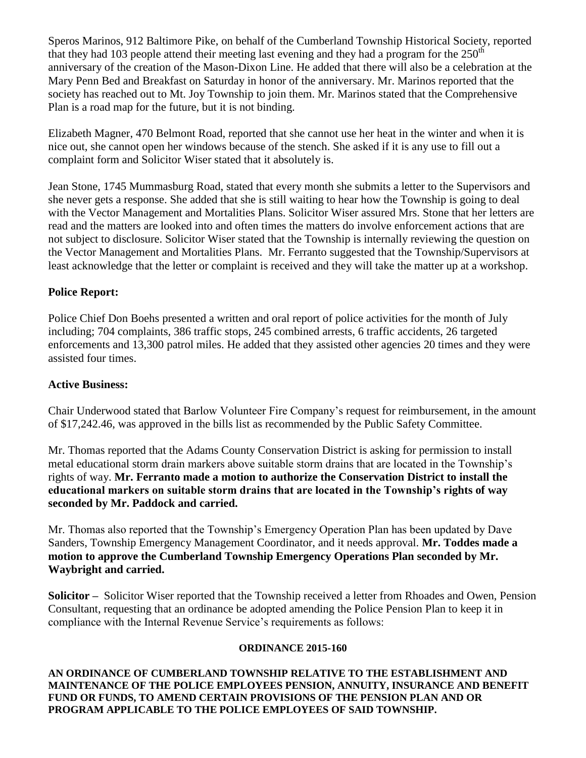Speros Marinos, 912 Baltimore Pike, on behalf of the Cumberland Township Historical Society, reported that they had 103 people attend their meeting last evening and they had a program for the 250th anniversary of the creation of the Mason-Dixon Line. He added that there will also be a celebration at the Mary Penn Bed and Breakfast on Saturday in honor of the anniversary. Mr. Marinos reported that the society has reached out to Mt. Joy Township to join them. Mr. Marinos stated that the Comprehensive Plan is a road map for the future, but it is not binding.

Elizabeth Magner, 470 Belmont Road, reported that she cannot use her heat in the winter and when it is nice out, she cannot open her windows because of the stench. She asked if it is any use to fill out a complaint form and Solicitor Wiser stated that it absolutely is.

Jean Stone, 1745 Mummasburg Road, stated that every month she submits a letter to the Supervisors and she never gets a response. She added that she is still waiting to hear how the Township is going to deal with the Vector Management and Mortalities Plans. Solicitor Wiser assured Mrs. Stone that her letters are read and the matters are looked into and often times the matters do involve enforcement actions that are not subject to disclosure. Solicitor Wiser stated that the Township is internally reviewing the question on the Vector Management and Mortalities Plans. Mr. Ferranto suggested that the Township/Supervisors at least acknowledge that the letter or complaint is received and they will take the matter up at a workshop.

**Police Report:**

Police Chief Don Boehs presented a written and oral report of police activities for the month of July including; 704 complaints, 386 traffic stops, 245 combined arrests, 6 traffic accidents, 26 targeted enforcements and 13,300 patrol miles. He added that they assisted other agencies 20 times and they were assisted four times.

**Active Business:**

Chair Underwood stated that Barlow Volunteer Fire Company's request for reimbursement, in the amount of $17,242.46, was approved in the bills list as recommended by the Public Safety Committee.

Mr. Thomas reported that the Adams County Conservation District is asking for permission to install metal educational storm drain markers above suitable storm drains that are located in the Township's rights of way. **Mr. Ferranto made a motion to authorize the Conservation District to install the educational markers on suitable storm drains that are located in the Township's rights of way seconded by Mr. Paddock and carried.**

Mr. Thomas also reported that the Township's Emergency Operation Plan has been updated by Dave Sanders, Township Emergency Management Coordinator, and it needs approval. **Mr. Toddes made a motion to approve the Cumberland Township Emergency Operations Plan seconded by Mr. Waybright and carried.**

**Solicitor –** Solicitor Wiser reported that the Township received a letter from Rhoades and Owen, Pension Consultant, requesting that an ordinance be adopted amending the Police Pension Plan to keep it in compliance with the Internal Revenue Service's requirements as follows:

**ORDINANCE 2015-160**

**AN ORDINANCE OF CUMBERLAND TOWNSHIP RELATIVE TO THE ESTABLISHMENT AND MAINTENANCE OF THE POLICE EMPLOYEES PENSION, ANNUITY, INSURANCE AND BENEFIT FUND OR FUNDS, TO AMEND CERTAIN PROVISIONS OF THE PENSION PLAN AND OR PROGRAM APPLICABLE TO THE POLICE EMPLOYEES OF SAID TOWNSHIP.**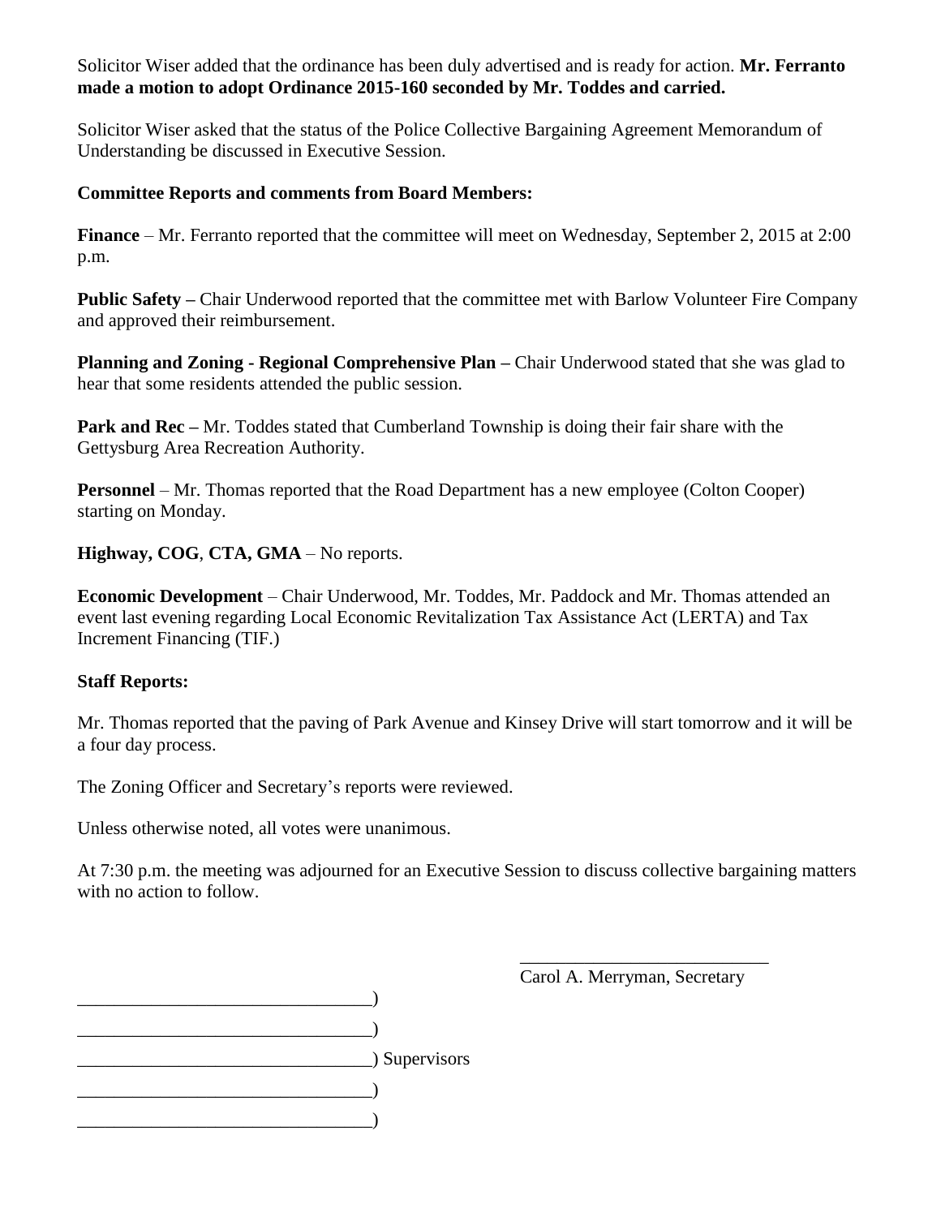Solicitor Wiser added that the ordinance has been duly advertised and is ready for action. **Mr. Ferranto made a motion to adopt Ordinance 2015-160 seconded by Mr. Toddes and carried.**

Solicitor Wiser asked that the status of the Police Collective Bargaining Agreement Memorandum of Understanding be discussed in Executive Session.

**Committee Reports and comments from Board Members:**

**Finance** – Mr. Ferranto reported that the committee will meet on Wednesday, September 2, 2015 at 2:00 p.m.

**Public Safety –** Chair Underwood reported that the committee met with Barlow Volunteer Fire Company and approved their reimbursement.

**Planning and Zoning - Regional Comprehensive Plan –** Chair Underwood stated that she was glad to hear that some residents attended the public session.

**Park and Rec –** Mr. Toddes stated that Cumberland Township is doing their fair share with the Gettysburg Area Recreation Authority.

**Personnel** – Mr. Thomas reported that the Road Department has a new employee (Colton Cooper) starting on Monday.

**Highway, COG**, **CTA, GMA** – No reports.

**Economic Development** – Chair Underwood, Mr. Toddes, Mr. Paddock and Mr. Thomas attended an event last evening regarding Local Economic Revitalization Tax Assistance Act (LERTA) and Tax Increment Financing (TIF.)

**Staff Reports:**

Mr. Thomas reported that the paving of Park Avenue and Kinsey Drive will start tomorrow and it will be a four day process.

The Zoning Officer and Secretary's reports were reviewed.

Unless otherwise noted, all votes were unanimous.

At 7:30 p.m. the meeting was adjourned for an Executive Session to discuss collective bargaining matters with no action to follow.

\_\_\_\_\_\_\_\_\_\_\_\_\_\_\_\_\_\_\_\_\_\_\_\_\_\_\_\_
Carol A. Merryman, Secretary

\_\_\_\_\_\_\_\_\_\_\_\_\_\_\_\_\_\_\_\_\_\_\_\_\_\_\_\_\_\_\_\_)
\_\_\_\_\_\_\_\_\_\_\_\_\_\_\_\_\_\_\_\_\_\_\_\_\_\_\_\_\_\_\_\_)
\_\_\_\_\_\_\_\_\_\_\_\_\_\_\_\_\_\_\_\_\_\_\_\_\_\_\_\_\_\_\_\_) Supervisors
\_\_\_\_\_\_\_\_\_\_\_\_\_\_\_\_\_\_\_\_\_\_\_\_\_\_\_\_\_\_\_\_)
\_\_\_\_\_\_\_\_\_\_\_\_\_\_\_\_\_\_\_\_\_\_\_\_\_\_\_\_\_\_\_\_)